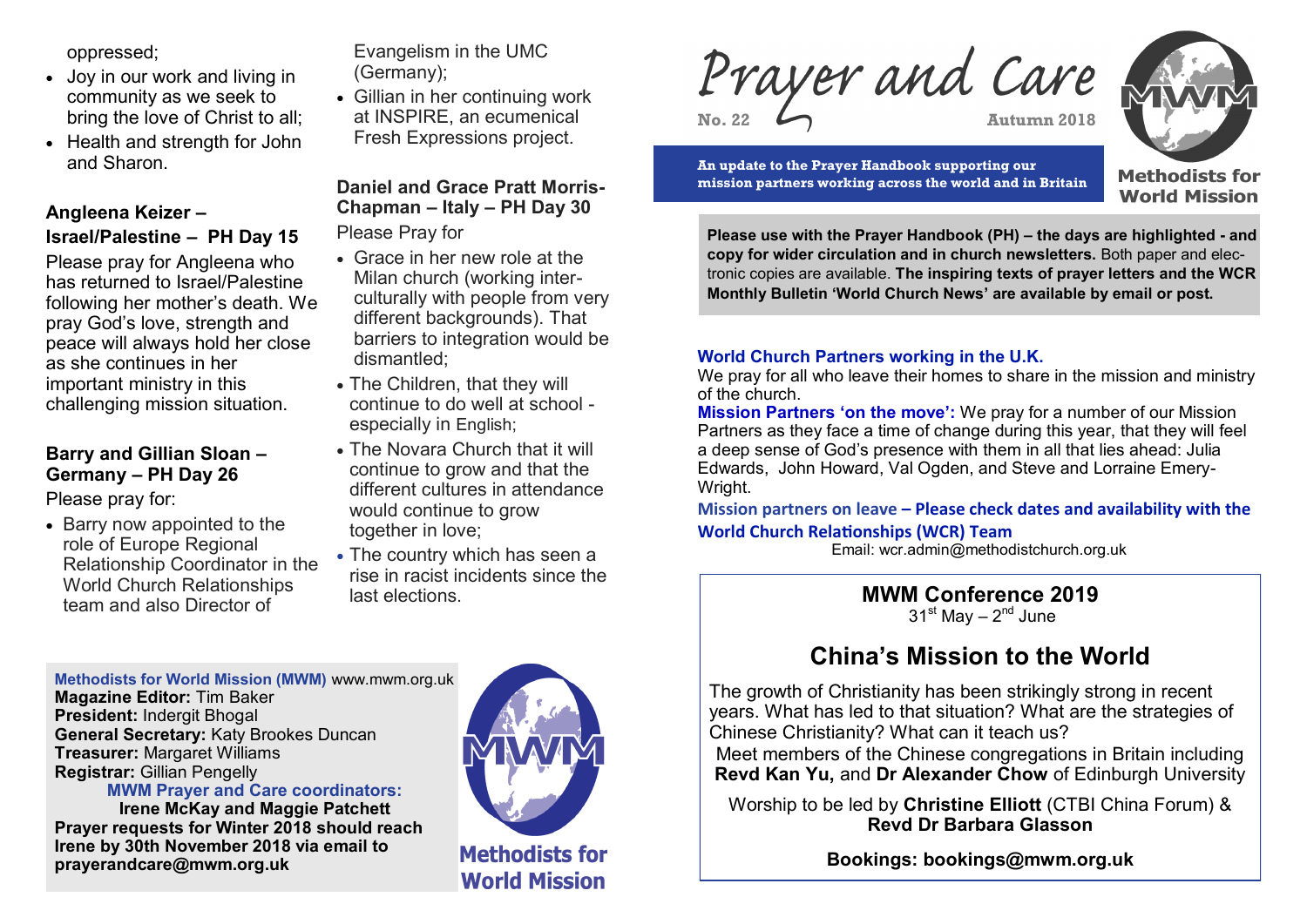# Prayer and Care

**No. 22** **Autumn 2018**

**An update to the Prayer Handbook supporting our mission partners working across the world and in Britain**

**Methodists for World Mission**

**Please use with the Prayer Handbook (PH) – the days are highlighted - and copy for wider circulation and in church newsletters.** Both paper and electronic copies are available. **The inspiring texts of prayer letters and the WCR Monthly Bulletin 'World Church News' are available by email or post.**

### World Church Partners working in the U.K.

We pray for all who leave their homes to share in the mission and ministry of the church.

**Mission Partners 'on the move':** We pray for a number of our Mission Partners as they face a time of change during this year, that they will feel a deep sense of God's presence with them in all that lies ahead: Julia Edwards, John Howard, Val Ogden, and Steve and Lorraine Emery-Wright.

**Mission partners on leave – Please check dates and availability with the World Church Relationships (WCR) Team**

Email: wcr.admin@methodistchurch.org.uk

## MWM Conference 2019

31st May – 2nd June

## China's Mission to the World

The growth of Christianity has been strikingly strong in recent years. What has led to that situation? What are the strategies of Chinese Christianity? What can it teach us?

Meet members of the Chinese congregations in Britain including **Revd Kan Yu,** and **Dr Alexander Chow** of Edinburgh University

Worship to be led by **Christine Elliott** (CTBI China Forum) & **Revd Dr Barbara Glasson**

**Bookings: bookings@mwm.org.uk**

---

oppressed;

- Joy in our work and living in community as we seek to bring the love of Christ to all;
- Health and strength for John and Sharon.

### Angleena Keizer – Israel/Palestine – PH Day 15

Please pray for Angleena who has returned to Israel/Palestine following her mother's death. We pray God's love, strength and peace will always hold her close as she continues in her important ministry in this challenging mission situation.

### Barry and Gillian Sloan – Germany – PH Day 26

Please pray for:

- Barry now appointed to the role of Europe Regional Relationship Coordinator in the World Church Relationships team and also Director of Evangelism in the UMC (Germany);
- Gillian in her continuing work at INSPIRE, an ecumenical Fresh Expressions project.

### Daniel and Grace Pratt Morris-Chapman – Italy – PH Day 30

Please Pray for

- Grace in her new role at the Milan church (working inter-culturally with people from very different backgrounds). That barriers to integration would be dismantled;
- The Children, that they will continue to do well at school - especially in English;
- The Novara Church that it will continue to grow and that the different cultures in attendance would continue to grow together in love;
- The country which has seen a rise in racist incidents since the last elections.

---

**Methodists for World Mission (MWM)** www.mwm.org.uk
**Magazine Editor:** Tim Baker
**President:** Indergit Bhogal
**General Secretary:** Katy Brookes Duncan
**Treasurer:** Margaret Williams
**Registrar:** Gillian Pengelly
**MWM Prayer and Care coordinators:**
**Irene McKay and Maggie Patchett**
**Prayer requests for Winter 2018 should reach Irene by 30th November 2018 via email to prayerandcare@mwm.org.uk**

**Methodists for World Mission**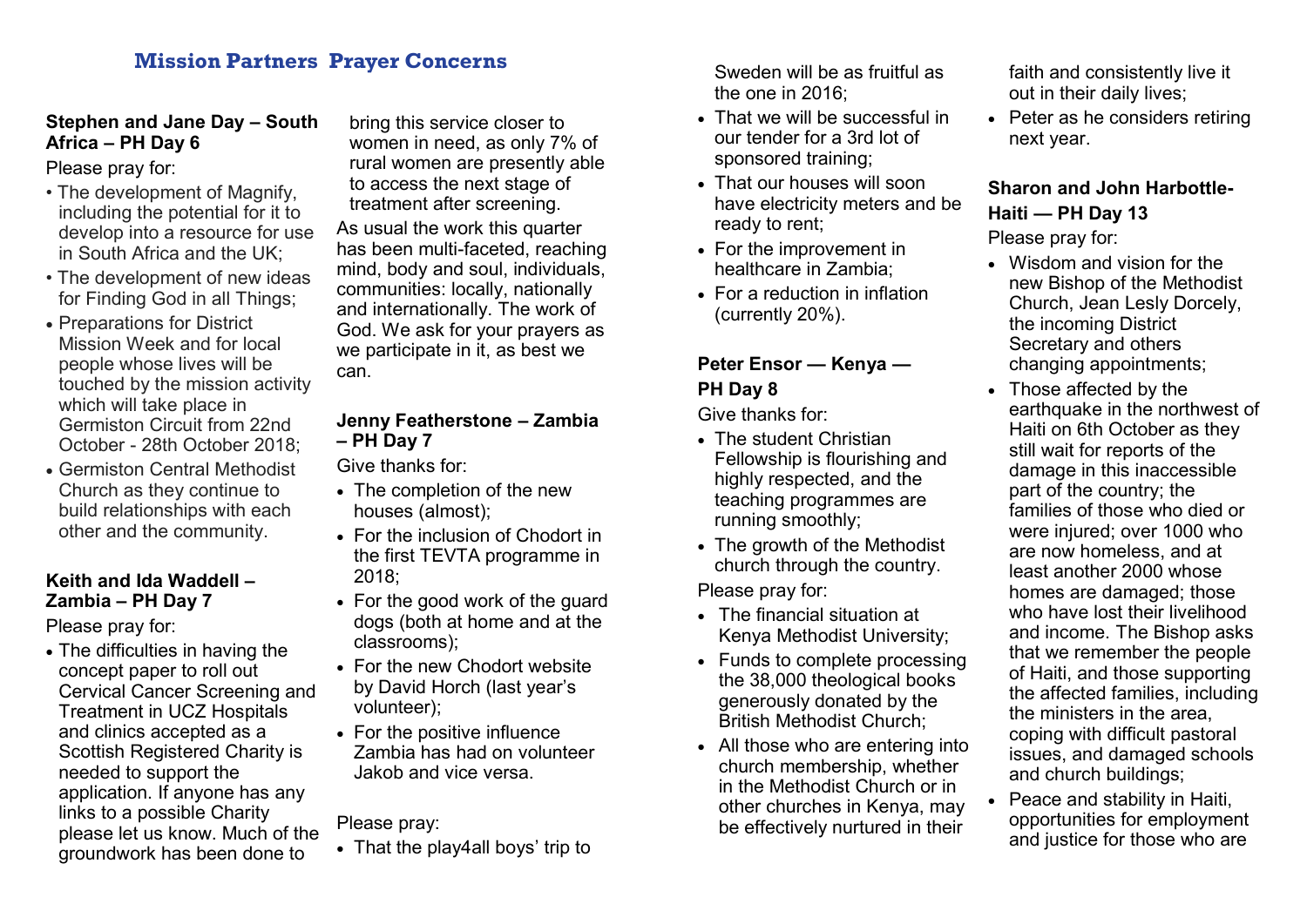# Mission Partners Prayer Concerns

**Stephen and Jane Day – South Africa – PH Day 6**

Please pray for:

- The development of Magnify, including the potential for it to develop into a resource for use in South Africa and the UK;
- The development of new ideas for Finding God in all Things;
- Preparations for District Mission Week and for local people whose lives will be touched by the mission activity which will take place in Germiston Circuit from 22nd October - 28th October 2018;
- Germiston Central Methodist Church as they continue to build relationships with each other and the community.

**Keith and Ida Waddell – Zambia – PH Day 7**

Please pray for:

- The difficulties in having the concept paper to roll out Cervical Cancer Screening and Treatment in UCZ Hospitals and clinics accepted as a Scottish Registered Charity is needed to support the application. If anyone has any links to a possible Charity please let us know. Much of the groundwork has been done to bring this service closer to women in need, as only 7% of rural women are presently able to access the next stage of treatment after screening.

As usual the work this quarter has been multi-faceted, reaching mind, body and soul, individuals, communities: locally, nationally and internationally. The work of God. We ask for your prayers as we participate in it, as best we can.

**Jenny Featherstone – Zambia – PH Day 7**

Give thanks for:

- The completion of the new houses (almost);
- For the inclusion of Chodort in the first TEVTA programme in 2018;
- For the good work of the guard dogs (both at home and at the classrooms);
- For the new Chodort website by David Horch (last year's volunteer);
- For the positive influence Zambia has had on volunteer Jakob and vice versa.

Please pray:

- That the play4all boys' trip to Sweden will be as fruitful as the one in 2016;
- That we will be successful in our tender for a 3rd lot of sponsored training;
- That our houses will soon have electricity meters and be ready to rent;
- For the improvement in healthcare in Zambia;
- For a reduction in inflation (currently 20%).

**Peter Ensor — Kenya — PH Day 8**

Give thanks for:

- The student Christian Fellowship is flourishing and highly respected, and the teaching programmes are running smoothly;
- The growth of the Methodist church through the country.

Please pray for:

- The financial situation at Kenya Methodist University;
- Funds to complete processing the 38,000 theological books generously donated by the British Methodist Church;
- All those who are entering into church membership, whether in the Methodist Church or in other churches in Kenya, may be effectively nurtured in their faith and consistently live it out in their daily lives;
- Peter as he considers retiring next year.

**Sharon and John Harbottle- Haiti — PH Day 13**

Please pray for:

- Wisdom and vision for the new Bishop of the Methodist Church, Jean Lesly Dorcely, the incoming District Secretary and others changing appointments;
- Those affected by the earthquake in the northwest of Haiti on 6th October as they still wait for reports of the damage in this inaccessible part of the country; the families of those who died or were injured; over 1000 who are now homeless, and at least another 2000 whose homes are damaged; those who have lost their livelihood and income. The Bishop asks that we remember the people of Haiti, and those supporting the affected families, including the ministers in the area, coping with difficult pastoral issues, and damaged schools and church buildings;
- Peace and stability in Haiti, opportunities for employment and justice for those who are